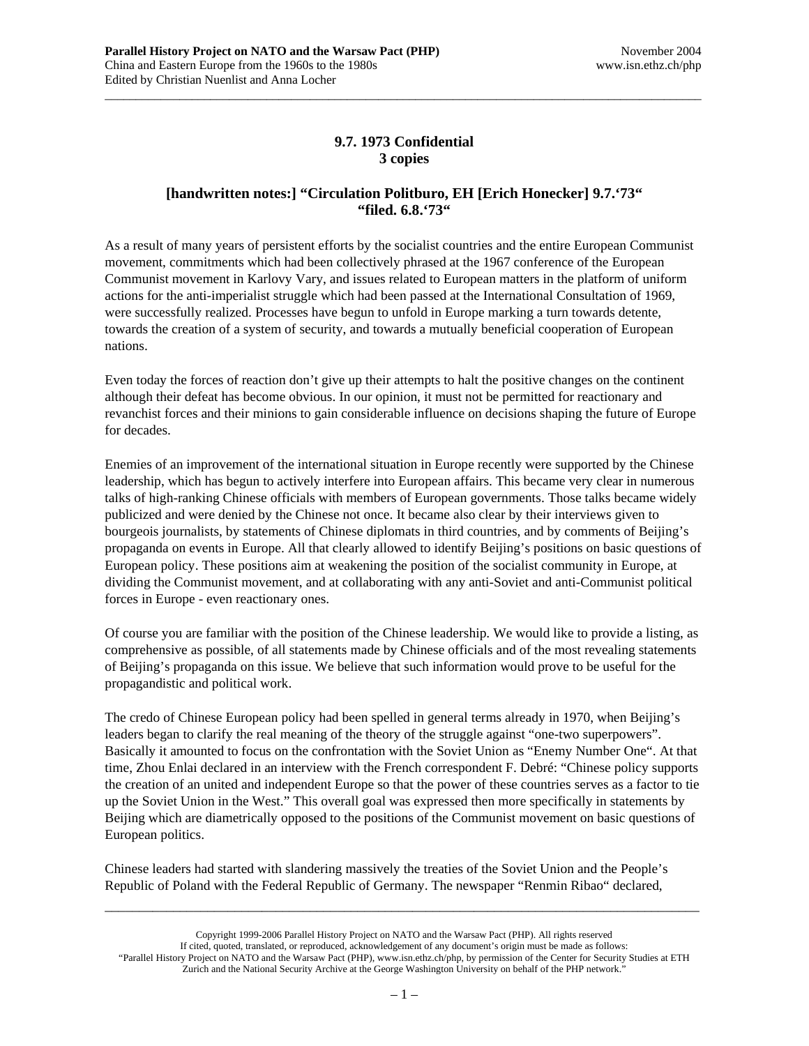**9.7. 1973 Confidential**
**3 copies**

**[handwritten notes:] "Circulation Politburo, EH [Erich Honecker] 9.7.'73"**
**"filed. 6.8.'73"**

As a result of many years of persistent efforts by the socialist countries and the entire European Communist movement, commitments which had been collectively phrased at the 1967 conference of the European Communist movement in Karlovy Vary, and issues related to European matters in the platform of uniform actions for the anti-imperialist struggle which had been passed at the International Consultation of 1969, were successfully realized. Processes have begun to unfold in Europe marking a turn towards detente, towards the creation of a system of security, and towards a mutually beneficial cooperation of European nations.

Even today the forces of reaction don't give up their attempts to halt the positive changes on the continent although their defeat has become obvious. In our opinion, it must not be permitted for reactionary and revanchist forces and their minions to gain considerable influence on decisions shaping the future of Europe for decades.

Enemies of an improvement of the international situation in Europe recently were supported by the Chinese leadership, which has begun to actively interfere into European affairs. This became very clear in numerous talks of high-ranking Chinese officials with members of European governments. Those talks became widely publicized and were denied by the Chinese not once. It became also clear by their interviews given to bourgeois journalists, by statements of Chinese diplomats in third countries, and by comments of Beijing's propaganda on events in Europe. All that clearly allowed to identify Beijing's positions on basic questions of European policy. These positions aim at weakening the position of the socialist community in Europe, at dividing the Communist movement, and at collaborating with any anti-Soviet and anti-Communist political forces in Europe - even reactionary ones.

Of course you are familiar with the position of the Chinese leadership. We would like to provide a listing, as comprehensive as possible, of all statements made by Chinese officials and of the most revealing statements of Beijing's propaganda on this issue. We believe that such information would prove to be useful for the propagandistic and political work.

The credo of Chinese European policy had been spelled in general terms already in 1970, when Beijing's leaders began to clarify the real meaning of the theory of the struggle against "one-two superpowers". Basically it amounted to focus on the confrontation with the Soviet Union as "Enemy Number One". At that time, Zhou Enlai declared in an interview with the French correspondent F. Debré: "Chinese policy supports the creation of an united and independent Europe so that the power of these countries serves as a factor to tie up the Soviet Union in the West." This overall goal was expressed then more specifically in statements by Beijing which are diametrically opposed to the positions of the Communist movement on basic questions of European politics.

Chinese leaders had started with slandering massively the treaties of the Soviet Union and the People's Republic of Poland with the Federal Republic of Germany. The newspaper "Renmin Ribao" declared,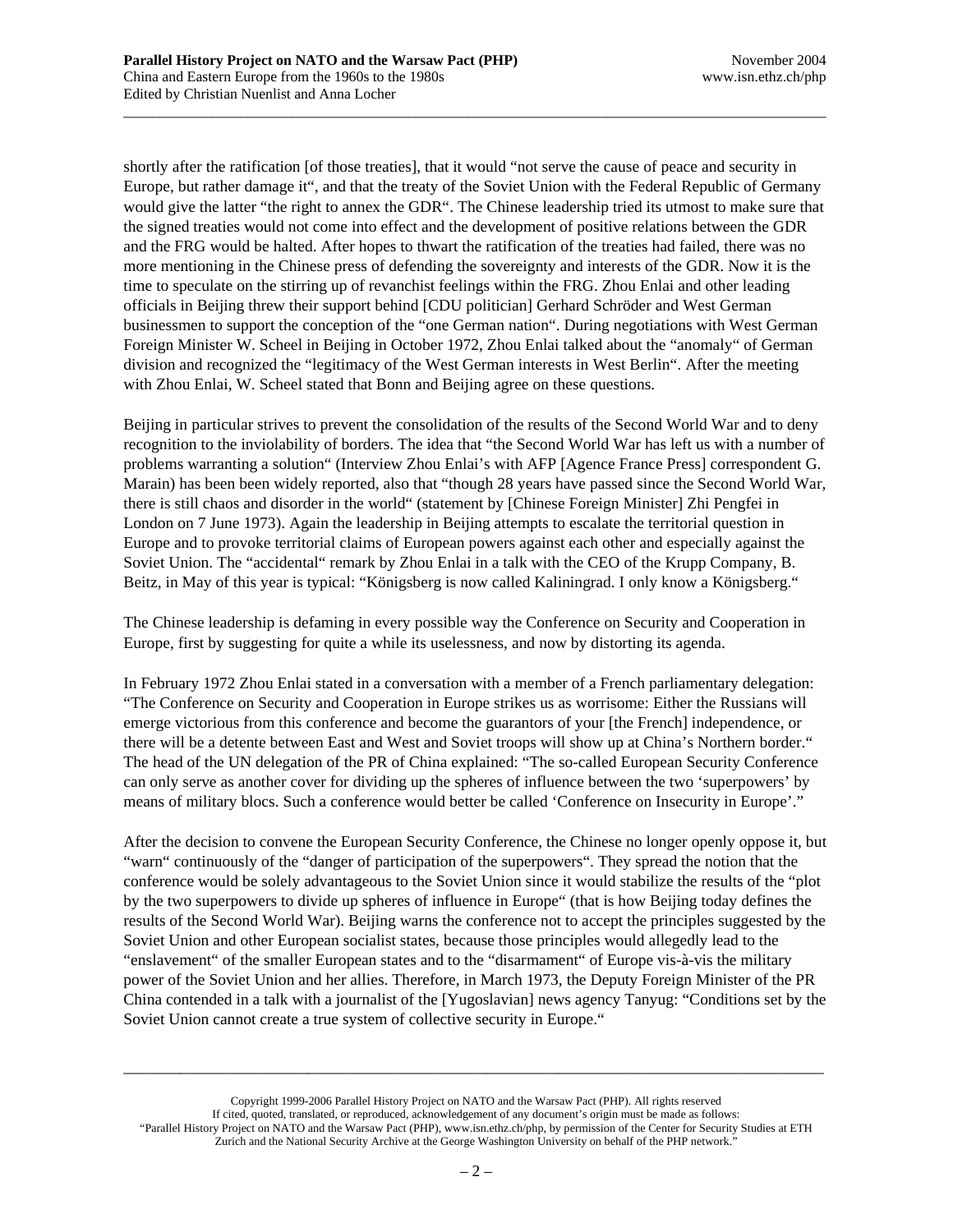shortly after the ratification [of those treaties], that it would "not serve the cause of peace and security in Europe, but rather damage it", and that the treaty of the Soviet Union with the Federal Republic of Germany would give the latter "the right to annex the GDR". The Chinese leadership tried its utmost to make sure that the signed treaties would not come into effect and the development of positive relations between the GDR and the FRG would be halted. After hopes to thwart the ratification of the treaties had failed, there was no more mentioning in the Chinese press of defending the sovereignty and interests of the GDR. Now it is the time to speculate on the stirring up of revanchist feelings within the FRG. Zhou Enlai and other leading officials in Beijing threw their support behind [CDU politician] Gerhard Schröder and West German businessmen to support the conception of the "one German nation". During negotiations with West German Foreign Minister W. Scheel in Beijing in October 1972, Zhou Enlai talked about the "anomaly" of German division and recognized the "legitimacy of the West German interests in West Berlin". After the meeting with Zhou Enlai, W. Scheel stated that Bonn and Beijing agree on these questions.

Beijing in particular strives to prevent the consolidation of the results of the Second World War and to deny recognition to the inviolability of borders. The idea that "the Second World War has left us with a number of problems warranting a solution" (Interview Zhou Enlai's with AFP [Agence France Press] correspondent G. Marain) has been been widely reported, also that "though 28 years have passed since the Second World War, there is still chaos and disorder in the world" (statement by [Chinese Foreign Minister] Zhi Pengfei in London on 7 June 1973). Again the leadership in Beijing attempts to escalate the territorial question in Europe and to provoke territorial claims of European powers against each other and especially against the Soviet Union. The "accidental" remark by Zhou Enlai in a talk with the CEO of the Krupp Company, B. Beitz, in May of this year is typical: "Königsberg is now called Kaliningrad. I only know a Königsberg."

The Chinese leadership is defaming in every possible way the Conference on Security and Cooperation in Europe, first by suggesting for quite a while its uselessness, and now by distorting its agenda.

In February 1972 Zhou Enlai stated in a conversation with a member of a French parliamentary delegation: "The Conference on Security and Cooperation in Europe strikes us as worrisome: Either the Russians will emerge victorious from this conference and become the guarantors of your [the French] independence, or there will be a detente between East and West and Soviet troops will show up at China's Northern border." The head of the UN delegation of the PR of China explained: "The so-called European Security Conference can only serve as another cover for dividing up the spheres of influence between the two 'superpowers' by means of military blocs. Such a conference would better be called 'Conference on Insecurity in Europe'."

After the decision to convene the European Security Conference, the Chinese no longer openly oppose it, but "warn" continuously of the "danger of participation of the superpowers". They spread the notion that the conference would be solely advantageous to the Soviet Union since it would stabilize the results of the "plot by the two superpowers to divide up spheres of influence in Europe" (that is how Beijing today defines the results of the Second World War). Beijing warns the conference not to accept the principles suggested by the Soviet Union and other European socialist states, because those principles would allegedly lead to the "enslavement" of the smaller European states and to the "disarmament" of Europe vis-à-vis the military power of the Soviet Union and her allies. Therefore, in March 1973, the Deputy Foreign Minister of the PR China contended in a talk with a journalist of the [Yugoslavian] news agency Tanyug: "Conditions set by the Soviet Union cannot create a true system of collective security in Europe."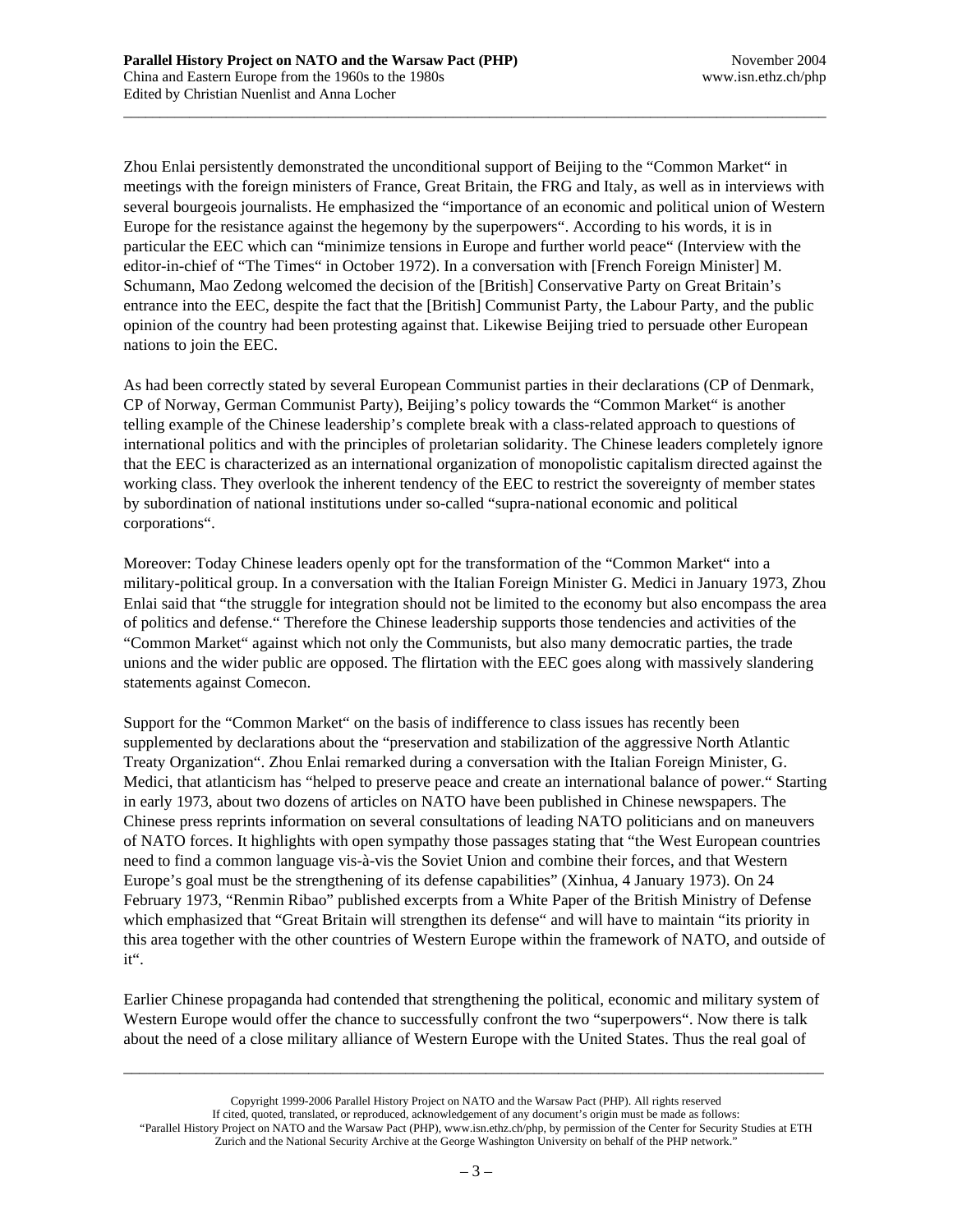Zhou Enlai persistently demonstrated the unconditional support of Beijing to the "Common Market" in meetings with the foreign ministers of France, Great Britain, the FRG and Italy, as well as in interviews with several bourgeois journalists. He emphasized the "importance of an economic and political union of Western Europe for the resistance against the hegemony by the superpowers". According to his words, it is in particular the EEC which can "minimize tensions in Europe and further world peace" (Interview with the editor-in-chief of "The Times" in October 1972). In a conversation with [French Foreign Minister] M. Schumann, Mao Zedong welcomed the decision of the [British] Conservative Party on Great Britain's entrance into the EEC, despite the fact that the [British] Communist Party, the Labour Party, and the public opinion of the country had been protesting against that. Likewise Beijing tried to persuade other European nations to join the EEC.

As had been correctly stated by several European Communist parties in their declarations (CP of Denmark, CP of Norway, German Communist Party), Beijing's policy towards the "Common Market" is another telling example of the Chinese leadership's complete break with a class-related approach to questions of international politics and with the principles of proletarian solidarity. The Chinese leaders completely ignore that the EEC is characterized as an international organization of monopolistic capitalism directed against the working class. They overlook the inherent tendency of the EEC to restrict the sovereignty of member states by subordination of national institutions under so-called "supra-national economic and political corporations".

Moreover: Today Chinese leaders openly opt for the transformation of the "Common Market" into a military-political group. In a conversation with the Italian Foreign Minister G. Medici in January 1973, Zhou Enlai said that "the struggle for integration should not be limited to the economy but also encompass the area of politics and defense." Therefore the Chinese leadership supports those tendencies and activities of the "Common Market" against which not only the Communists, but also many democratic parties, the trade unions and the wider public are opposed. The flirtation with the EEC goes along with massively slandering statements against Comecon.

Support for the "Common Market" on the basis of indifference to class issues has recently been supplemented by declarations about the "preservation and stabilization of the aggressive North Atlantic Treaty Organization". Zhou Enlai remarked during a conversation with the Italian Foreign Minister, G. Medici, that atlanticism has "helped to preserve peace and create an international balance of power." Starting in early 1973, about two dozens of articles on NATO have been published in Chinese newspapers. The Chinese press reprints information on several consultations of leading NATO politicians and on maneuvers of NATO forces. It highlights with open sympathy those passages stating that "the West European countries need to find a common language vis-à-vis the Soviet Union and combine their forces, and that Western Europe's goal must be the strengthening of its defense capabilities" (Xinhua, 4 January 1973). On 24 February 1973, "Renmin Ribao" published excerpts from a White Paper of the British Ministry of Defense which emphasized that "Great Britain will strengthen its defense" and will have to maintain "its priority in this area together with the other countries of Western Europe within the framework of NATO, and outside of it".

Earlier Chinese propaganda had contended that strengthening the political, economic and military system of Western Europe would offer the chance to successfully confront the two "superpowers". Now there is talk about the need of a close military alliance of Western Europe with the United States. Thus the real goal of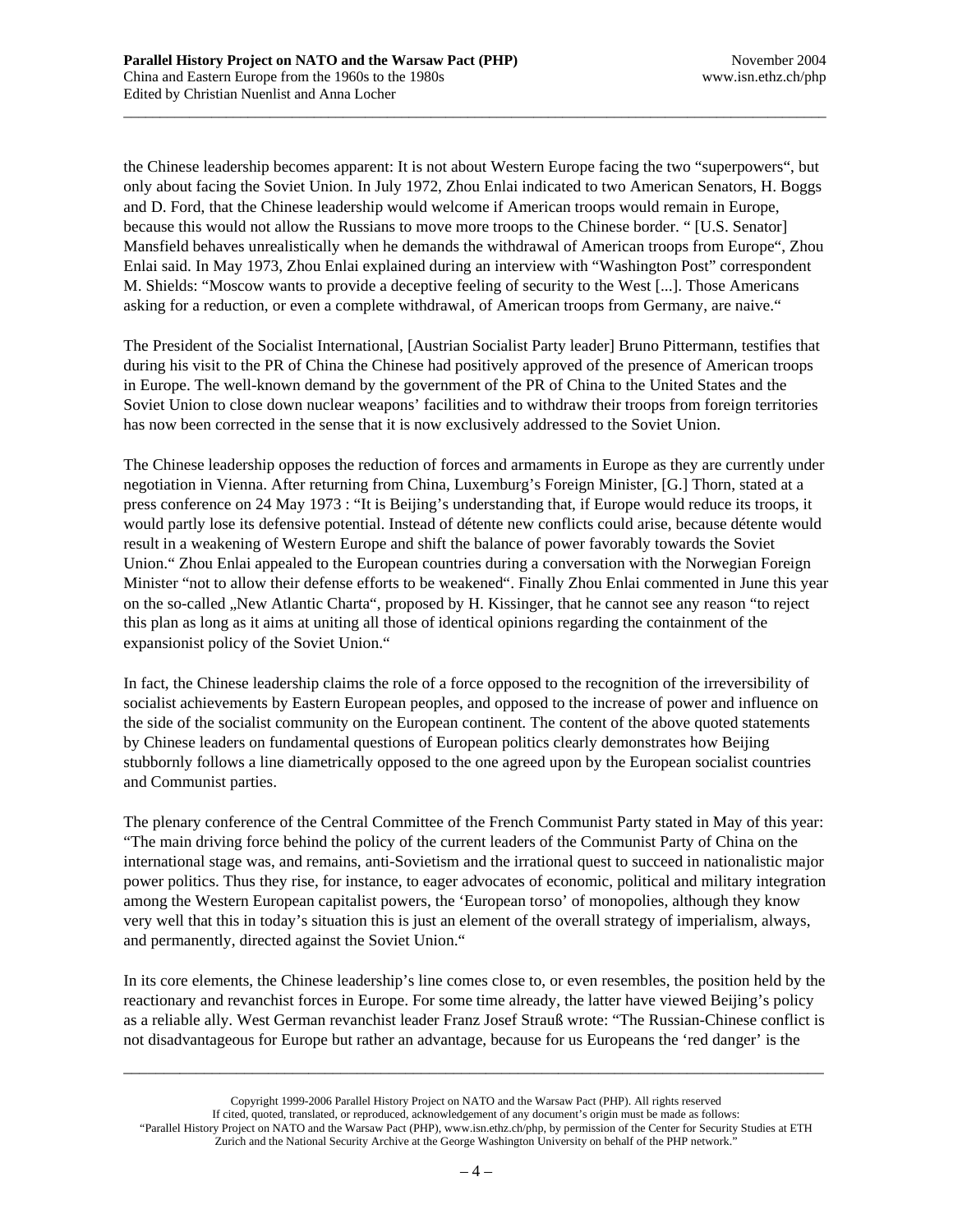the Chinese leadership becomes apparent: It is not about Western Europe facing the two "superpowers", but only about facing the Soviet Union. In July 1972, Zhou Enlai indicated to two American Senators, H. Boggs and D. Ford, that the Chinese leadership would welcome if American troops would remain in Europe, because this would not allow the Russians to move more troops to the Chinese border. " [U.S. Senator] Mansfield behaves unrealistically when he demands the withdrawal of American troops from Europe", Zhou Enlai said. In May 1973, Zhou Enlai explained during an interview with "Washington Post" correspondent M. Shields: "Moscow wants to provide a deceptive feeling of security to the West [...]. Those Americans asking for a reduction, or even a complete withdrawal, of American troops from Germany, are naive."

The President of the Socialist International, [Austrian Socialist Party leader] Bruno Pittermann, testifies that during his visit to the PR of China the Chinese had positively approved of the presence of American troops in Europe. The well-known demand by the government of the PR of China to the United States and the Soviet Union to close down nuclear weapons' facilities and to withdraw their troops from foreign territories has now been corrected in the sense that it is now exclusively addressed to the Soviet Union.

The Chinese leadership opposes the reduction of forces and armaments in Europe as they are currently under negotiation in Vienna. After returning from China, Luxemburg's Foreign Minister, [G.] Thorn, stated at a press conference on 24 May 1973 : "It is Beijing's understanding that, if Europe would reduce its troops, it would partly lose its defensive potential. Instead of détente new conflicts could arise, because détente would result in a weakening of Western Europe and shift the balance of power favorably towards the Soviet Union." Zhou Enlai appealed to the European countries during a conversation with the Norwegian Foreign Minister "not to allow their defense efforts to be weakened". Finally Zhou Enlai commented in June this year on the so-called „New Atlantic Charta", proposed by H. Kissinger, that he cannot see any reason "to reject this plan as long as it aims at uniting all those of identical opinions regarding the containment of the expansionist policy of the Soviet Union."

In fact, the Chinese leadership claims the role of a force opposed to the recognition of the irreversibility of socialist achievements by Eastern European peoples, and opposed to the increase of power and influence on the side of the socialist community on the European continent. The content of the above quoted statements by Chinese leaders on fundamental questions of European politics clearly demonstrates how Beijing stubbornly follows a line diametrically opposed to the one agreed upon by the European socialist countries and Communist parties.

The plenary conference of the Central Committee of the French Communist Party stated in May of this year: "The main driving force behind the policy of the current leaders of the Communist Party of China on the international stage was, and remains, anti-Sovietism and the irrational quest to succeed in nationalistic major power politics. Thus they rise, for instance, to eager advocates of economic, political and military integration among the Western European capitalist powers, the 'European torso' of monopolies, although they know very well that this in today's situation this is just an element of the overall strategy of imperialism, always, and permanently, directed against the Soviet Union."

In its core elements, the Chinese leadership's line comes close to, or even resembles, the position held by the reactionary and revanchist forces in Europe. For some time already, the latter have viewed Beijing's policy as a reliable ally. West German revanchist leader Franz Josef Strauß wrote: "The Russian-Chinese conflict is not disadvantageous for Europe but rather an advantage, because for us Europeans the 'red danger' is the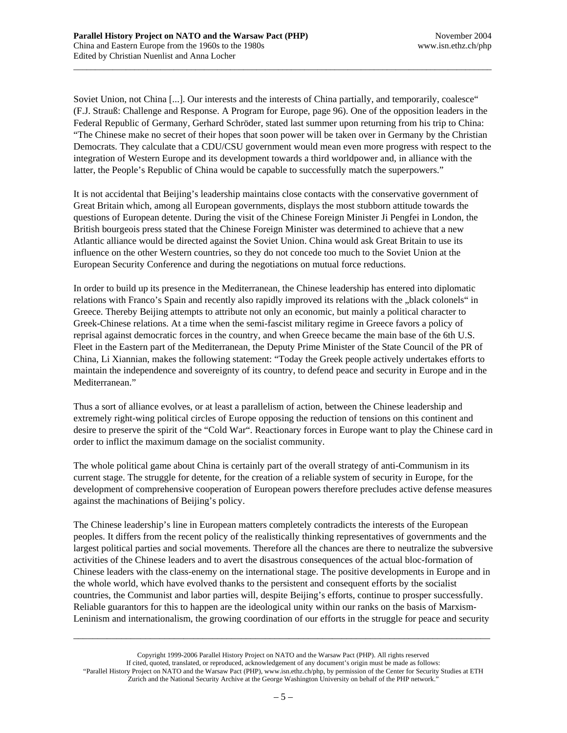Soviet Union, not China [...]. Our interests and the interests of China partially, and temporarily, coalesce" (F.J. Strauß: Challenge and Response. A Program for Europe, page 96). One of the opposition leaders in the Federal Republic of Germany, Gerhard Schröder, stated last summer upon returning from his trip to China: "The Chinese make no secret of their hopes that soon power will be taken over in Germany by the Christian Democrats. They calculate that a CDU/CSU government would mean even more progress with respect to the integration of Western Europe and its development towards a third worldpower and, in alliance with the latter, the People's Republic of China would be capable to successfully match the superpowers."

It is not accidental that Beijing's leadership maintains close contacts with the conservative government of Great Britain which, among all European governments, displays the most stubborn attitude towards the questions of European detente. During the visit of the Chinese Foreign Minister Ji Pengfei in London, the British bourgeois press stated that the Chinese Foreign Minister was determined to achieve that a new Atlantic alliance would be directed against the Soviet Union. China would ask Great Britain to use its influence on the other Western countries, so they do not concede too much to the Soviet Union at the European Security Conference and during the negotiations on mutual force reductions.

In order to build up its presence in the Mediterranean, the Chinese leadership has entered into diplomatic relations with Franco's Spain and recently also rapidly improved its relations with the „black colonels" in Greece. Thereby Beijing attempts to attribute not only an economic, but mainly a political character to Greek-Chinese relations. At a time when the semi-fascist military regime in Greece favors a policy of reprisal against democratic forces in the country, and when Greece became the main base of the 6th U.S. Fleet in the Eastern part of the Mediterranean, the Deputy Prime Minister of the State Council of the PR of China, Li Xiannian, makes the following statement: "Today the Greek people actively undertakes efforts to maintain the independence and sovereignty of its country, to defend peace and security in Europe and in the Mediterranean."

Thus a sort of alliance evolves, or at least a parallelism of action, between the Chinese leadership and extremely right-wing political circles of Europe opposing the reduction of tensions on this continent and desire to preserve the spirit of the "Cold War". Reactionary forces in Europe want to play the Chinese card in order to inflict the maximum damage on the socialist community.

The whole political game about China is certainly part of the overall strategy of anti-Communism in its current stage. The struggle for detente, for the creation of a reliable system of security in Europe, for the development of comprehensive cooperation of European powers therefore precludes active defense measures against the machinations of Beijing's policy.

The Chinese leadership's line in European matters completely contradicts the interests of the European peoples. It differs from the recent policy of the realistically thinking representatives of governments and the largest political parties and social movements. Therefore all the chances are there to neutralize the subversive activities of the Chinese leaders and to avert the disastrous consequences of the actual bloc-formation of Chinese leaders with the class-enemy on the international stage. The positive developments in Europe and in the whole world, which have evolved thanks to the persistent and consequent efforts by the socialist countries, the Communist and labor parties will, despite Beijing's efforts, continue to prosper successfully. Reliable guarantors for this to happen are the ideological unity within our ranks on the basis of Marxism-Leninism and internationalism, the growing coordination of our efforts in the struggle for peace and security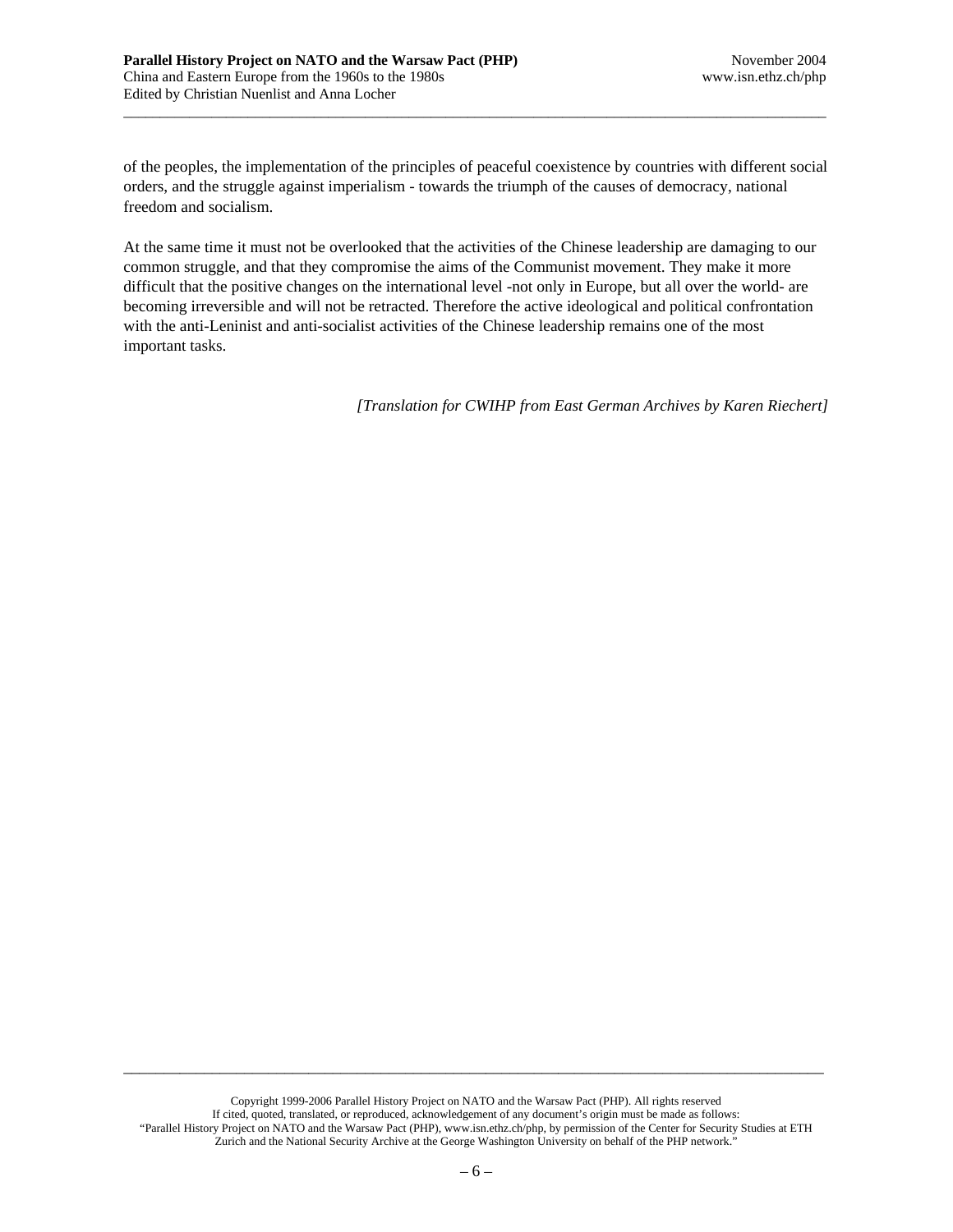of the peoples, the implementation of the principles of peaceful coexistence by countries with different social orders, and the struggle against imperialism - towards the triumph of the causes of democracy, national freedom and socialism.

At the same time it must not be overlooked that the activities of the Chinese leadership are damaging to our common struggle, and that they compromise the aims of the Communist movement. They make it more difficult that the positive changes on the international level -not only in Europe, but all over the world- are becoming irreversible and will not be retracted. Therefore the active ideological and political confrontation with the anti-Leninist and anti-socialist activities of the Chinese leadership remains one of the most important tasks.

*[Translation for CWIHP from East German Archives by Karen Riechert]*